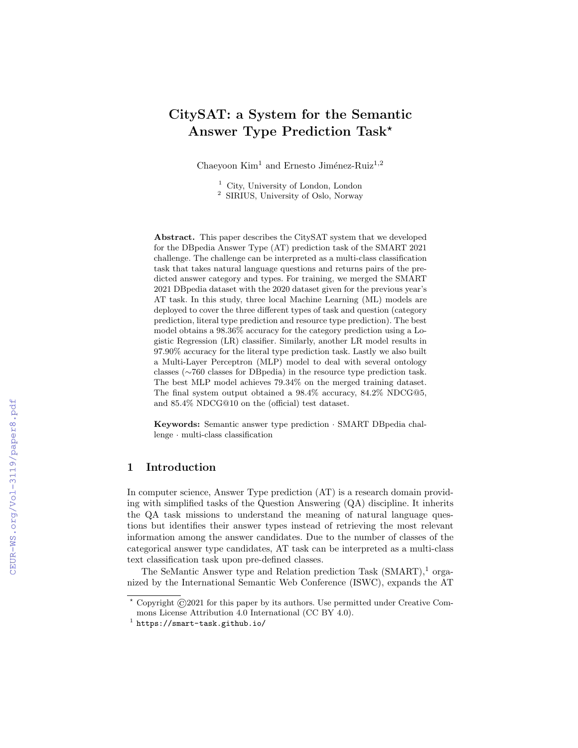# CitySAT: a System for the Semantic Answer Type Prediction Task*

Chaeyoon Kim[1] and Ernesto Jiménez-Ruiz[1,2]

[1] City, University of London, London
[2] SIRIUS, University of Oslo, Norway

**Abstract.** This paper describes the CitySAT system that we developed for the DBpedia Answer Type (AT) prediction task of the SMART 2021 challenge. The challenge can be interpreted as a multi-class classification task that takes natural language questions and returns pairs of the predicted answer category and types. For training, we merged the SMART 2021 DBpedia dataset with the 2020 dataset given for the previous year's AT task. In this study, three local Machine Learning (ML) models are deployed to cover the three different types of task and question (category prediction, literal type prediction and resource type prediction). The best model obtains a 98.36% accuracy for the category prediction using a Logistic Regression (LR) classifier. Similarly, another LR model results in 97.90% accuracy for the literal type prediction task. Lastly we also built a Multi-Layer Perceptron (MLP) model to deal with several ontology classes (∼760 classes for DBpedia) in the resource type prediction task. The best MLP model achieves 79.34% on the merged training dataset. The final system output obtained a 98.4% accuracy, 84.2% NDCG@5, and 85.4% NDCG@10 on the (official) test dataset.

**Keywords:** Semantic answer type prediction · SMART DBpedia challenge · multi-class classification

## 1 Introduction

In computer science, Answer Type prediction (AT) is a research domain providing with simplified tasks of the Question Answering (QA) discipline. It inherits the QA task missions to understand the meaning of natural language questions but identifies their answer types instead of retrieving the most relevant information among the answer candidates. Due to the number of classes of the categorical answer type candidates, AT task can be interpreted as a multi-class text classification task upon pre-defined classes.

The SeMantic Answer type and Relation prediction Task (SMART),[1] organized by the International Semantic Web Conference (ISWC), expands the AT

* Copyright ©2021 for this paper by its authors. Use permitted under Creative Commons License Attribution 4.0 International (CC BY 4.0).

[1] https://smart-task.github.io/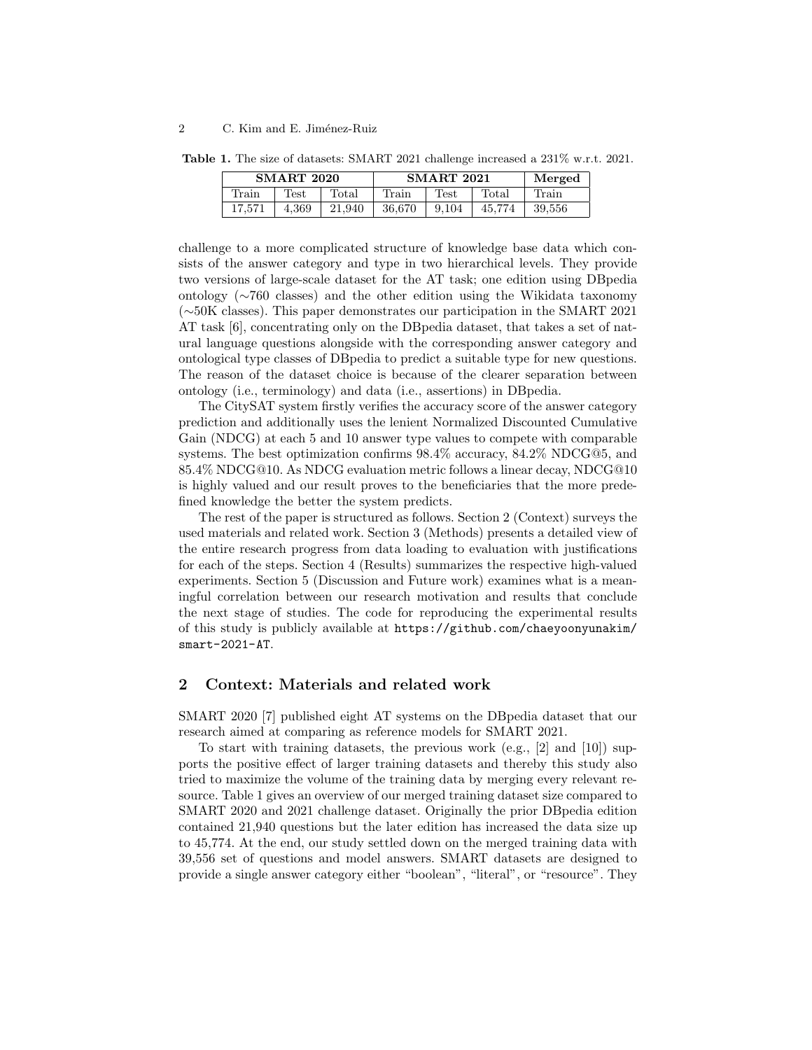**Table 1.** The size of datasets: SMART 2021 challenge increased a 231% w.r.t. 2021.

| SMART 2020 | | | SMART 2021 | | | Merged |
|---|---|---|---|---|---|---|
| Train | Test | Total | Train | Test | Total | Train |
| 17,571 | 4,369 | 21,940 | 36,670 | 9,104 | 45,774 | 39,556 |

challenge to a more complicated structure of knowledge base data which consists of the answer category and type in two hierarchical levels. They provide two versions of large-scale dataset for the AT task; one edition using DBpedia ontology (∼760 classes) and the other edition using the Wikidata taxonomy (∼50K classes). This paper demonstrates our participation in the SMART 2021 AT task [6], concentrating only on the DBpedia dataset, that takes a set of natural language questions alongside with the corresponding answer category and ontological type classes of DBpedia to predict a suitable type for new questions. The reason of the dataset choice is because of the clearer separation between ontology (i.e., terminology) and data (i.e., assertions) in DBpedia.

The CitySAT system firstly verifies the accuracy score of the answer category prediction and additionally uses the lenient Normalized Discounted Cumulative Gain (NDCG) at each 5 and 10 answer type values to compete with comparable systems. The best optimization confirms 98.4% accuracy, 84.2% NDCG@5, and 85.4% NDCG@10. As NDCG evaluation metric follows a linear decay, NDCG@10 is highly valued and our result proves to the beneficiaries that the more predefined knowledge the better the system predicts.

The rest of the paper is structured as follows. Section 2 (Context) surveys the used materials and related work. Section 3 (Methods) presents a detailed view of the entire research progress from data loading to evaluation with justifications for each of the steps. Section 4 (Results) summarizes the respective high-valued experiments. Section 5 (Discussion and Future work) examines what is a meaningful correlation between our research motivation and results that conclude the next stage of studies. The code for reproducing the experimental results of this study is publicly available at https://github.com/chaeyoonyunakim/smart-2021-AT.

## 2 Context: Materials and related work

SMART 2020 [7] published eight AT systems on the DBpedia dataset that our research aimed at comparing as reference models for SMART 2021.

To start with training datasets, the previous work (e.g., [2] and [10]) supports the positive effect of larger training datasets and thereby this study also tried to maximize the volume of the training data by merging every relevant resource. Table 1 gives an overview of our merged training dataset size compared to SMART 2020 and 2021 challenge dataset. Originally the prior DBpedia edition contained 21,940 questions but the later edition has increased the data size up to 45,774. At the end, our study settled down on the merged training data with 39,556 set of questions and model answers. SMART datasets are designed to provide a single answer category either "boolean", "literal", or "resource". They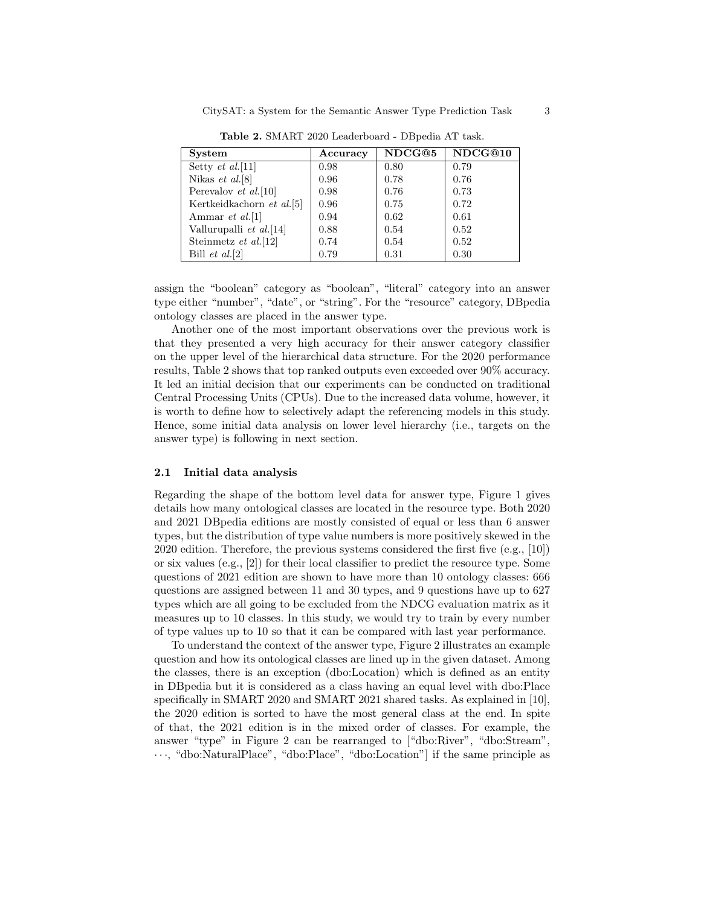**Table 2.** SMART 2020 Leaderboard - DBpedia AT task.

| System | Accuracy | NDCG@5 | NDCG@10 |
|---|---|---|---|
| Setty *et al.*[11] | 0.98 | 0.80 | 0.79 |
| Nikas *et al.*[8] | 0.96 | 0.78 | 0.76 |
| Perevalov *et al.*[10] | 0.98 | 0.76 | 0.73 |
| Kertkeidkachorn *et al.*[5] | 0.96 | 0.75 | 0.72 |
| Ammar *et al.*[1] | 0.94 | 0.62 | 0.61 |
| Vallurupalli *et al.*[14] | 0.88 | 0.54 | 0.52 |
| Steinmetz *et al.*[12] | 0.74 | 0.54 | 0.52 |
| Bill *et al.*[2] | 0.79 | 0.31 | 0.30 |

assign the "boolean" category as "boolean", "literal" category into an answer type either "number", "date", or "string". For the "resource" category, DBpedia ontology classes are placed in the answer type.

Another one of the most important observations over the previous work is that they presented a very high accuracy for their answer category classifier on the upper level of the hierarchical data structure. For the 2020 performance results, Table 2 shows that top ranked outputs even exceeded over 90% accuracy. It led an initial decision that our experiments can be conducted on traditional Central Processing Units (CPUs). Due to the increased data volume, however, it is worth to define how to selectively adapt the referencing models in this study. Hence, some initial data analysis on lower level hierarchy (i.e., targets on the answer type) is following in next section.

### 2.1 Initial data analysis

Regarding the shape of the bottom level data for answer type, Figure 1 gives details how many ontological classes are located in the resource type. Both 2020 and 2021 DBpedia editions are mostly consisted of equal or less than 6 answer types, but the distribution of type value numbers is more positively skewed in the 2020 edition. Therefore, the previous systems considered the first five (e.g., [10]) or six values (e.g., [2]) for their local classifier to predict the resource type. Some questions of 2021 edition are shown to have more than 10 ontology classes: 666 questions are assigned between 11 and 30 types, and 9 questions have up to 627 types which are all going to be excluded from the NDCG evaluation matrix as it measures up to 10 classes. In this study, we would try to train by every number of type values up to 10 so that it can be compared with last year performance.

To understand the context of the answer type, Figure 2 illustrates an example question and how its ontological classes are lined up in the given dataset. Among the classes, there is an exception (dbo:Location) which is defined as an entity in DBpedia but it is considered as a class having an equal level with dbo:Place specifically in SMART 2020 and SMART 2021 shared tasks. As explained in [10], the 2020 edition is sorted to have the most general class at the end. In spite of that, the 2021 edition is in the mixed order of classes. For example, the answer "type" in Figure 2 can be rearranged to ["dbo:River", "dbo:Stream", $\cdots$, "dbo:NaturalPlace", "dbo:Place", "dbo:Location"] if the same principle as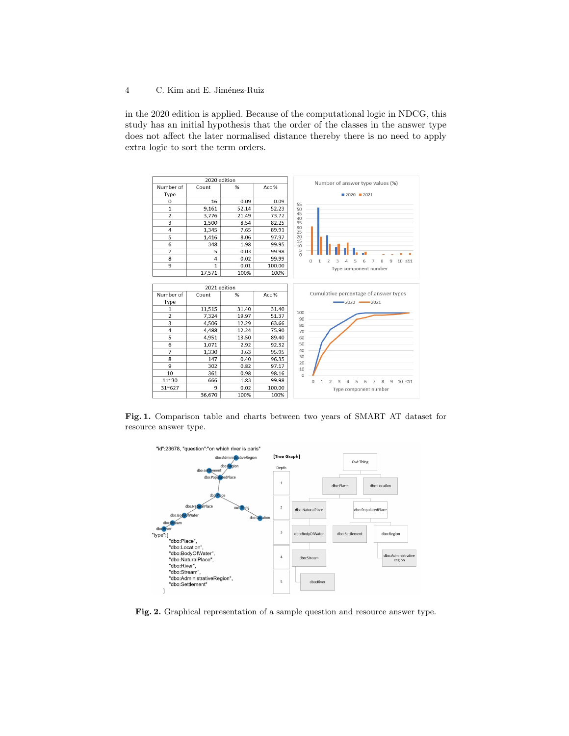in the 2020 edition is applied. Because of the computational logic in NDCG, this study has an initial hypothesis that the order of the classes in the answer type does not affect the later normalised distance thereby there is no need to apply extra logic to sort the term orders.

| 2020 edition | | | |
|---|---|---|---|
| Number of Type | Count | % | Acc % |
| 0 | 16 | 0.09 | 0.09 |
| 1 | 9,161 | 52.14 | 52.23 |
| 2 | 3,776 | 21.49 | 73.72 |
| 3 | 1,500 | 8.54 | 82.25 |
| 4 | 1,345 | 7.65 | 89.91 |
| 5 | 1,416 | 8.06 | 97.97 |
| 6 | 348 | 1.98 | 99.95 |
| 7 | 5 | 0.03 | 99.98 |
| 8 | 4 | 0.02 | 99.99 |
| 9 | 1 | 0.01 | 100.00 |
| | 17,571 | 100% | 100% |

| 2021 edition | | | |
|---|---|---|---|
| Number of Type | Count | % | Acc % |
| 1 | 11,515 | 31.40 | 31.40 |
| 2 | 7,324 | 19.97 | 51.37 |
| 3 | 4,506 | 12.29 | 63.66 |
| 4 | 4,488 | 12.24 | 75.90 |
| 5 | 4,951 | 13.50 | 89.40 |
| 6 | 1,071 | 2.92 | 92.32 |
| 7 | 1,330 | 3.63 | 95.95 |
| 8 | 147 | 0.40 | 96.35 |
| 9 | 302 | 0.82 | 97.17 |
| 10 | 361 | 0.98 | 98.16 |
| 11~30 | 666 | 1.83 | 99.98 |
| 31~627 | 9 | 0.02 | 100.00 |
| | 36,670 | 100% | 100% |

**Fig. 1.** Comparison table and charts between two years of SMART AT dataset for resource answer type.

**Fig. 2.** Graphical representation of a sample question and resource answer type.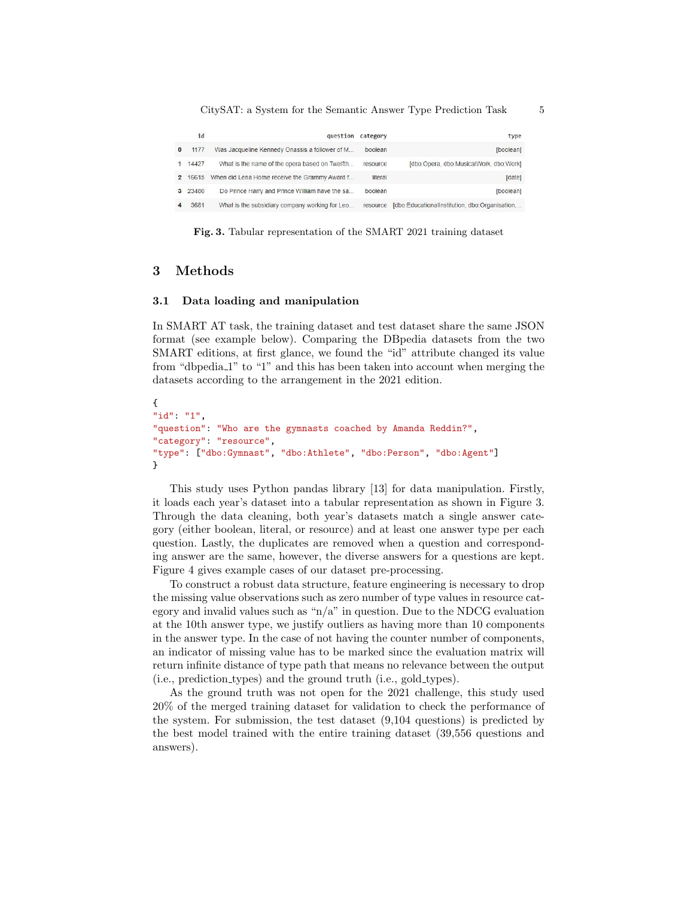|   | id | question | category | type |
|---|---|---|---|---|
| 0 | 1177 | Was Jacqueline Kennedy Onassis a follower of M... | boolean | [boolean] |
| 1 | 14427 | What is the name of the opera based on Twelfth... | resource | [dbo:Opera, dbo:MusicalWork, dbo:Work] |
| 2 | 16615 | When did Lena Horne receive the Grammy Award f... | literal | [date] |
| 3 | 23480 | Do Prince Harry and Prince William have the sa... | boolean | [boolean] |
| 4 | 3681 | What is the subsidiary company working for Leo... | resource | [dbo:EducationalInstitution, dbo:Organisation,... |

**Fig. 3.** Tabular representation of the SMART 2021 training dataset

## 3 Methods

### 3.1 Data loading and manipulation

In SMART AT task, the training dataset and test dataset share the same JSON format (see example below). Comparing the DBpedia datasets from the two SMART editions, at first glance, we found the "id" attribute changed its value from "dbpedia_1" to "1" and this has been taken into account when merging the datasets according to the arrangement in the 2021 edition.

```
{
"id": "1",
"question": "Who are the gymnasts coached by Amanda Reddin?",
"category": "resource",
"type": ["dbo:Gymnast", "dbo:Athlete", "dbo:Person", "dbo:Agent"]
}
```

This study uses Python pandas library [13] for data manipulation. Firstly, it loads each year's dataset into a tabular representation as shown in Figure 3. Through the data cleaning, both year's datasets match a single answer category (either boolean, literal, or resource) and at least one answer type per each question. Lastly, the duplicates are removed when a question and corresponding answer are the same, however, the diverse answers for a questions are kept. Figure 4 gives example cases of our dataset pre-processing.

To construct a robust data structure, feature engineering is necessary to drop the missing value observations such as zero number of type values in resource category and invalid values such as "n/a" in question. Due to the NDCG evaluation at the 10th answer type, we justify outliers as having more than 10 components in the answer type. In the case of not having the counter number of components, an indicator of missing value has to be marked since the evaluation matrix will return infinite distance of type path that means no relevance between the output (i.e., prediction_types) and the ground truth (i.e., gold_types).

As the ground truth was not open for the 2021 challenge, this study used 20% of the merged training dataset for validation to check the performance of the system. For submission, the test dataset (9,104 questions) is predicted by the best model trained with the entire training dataset (39,556 questions and answers).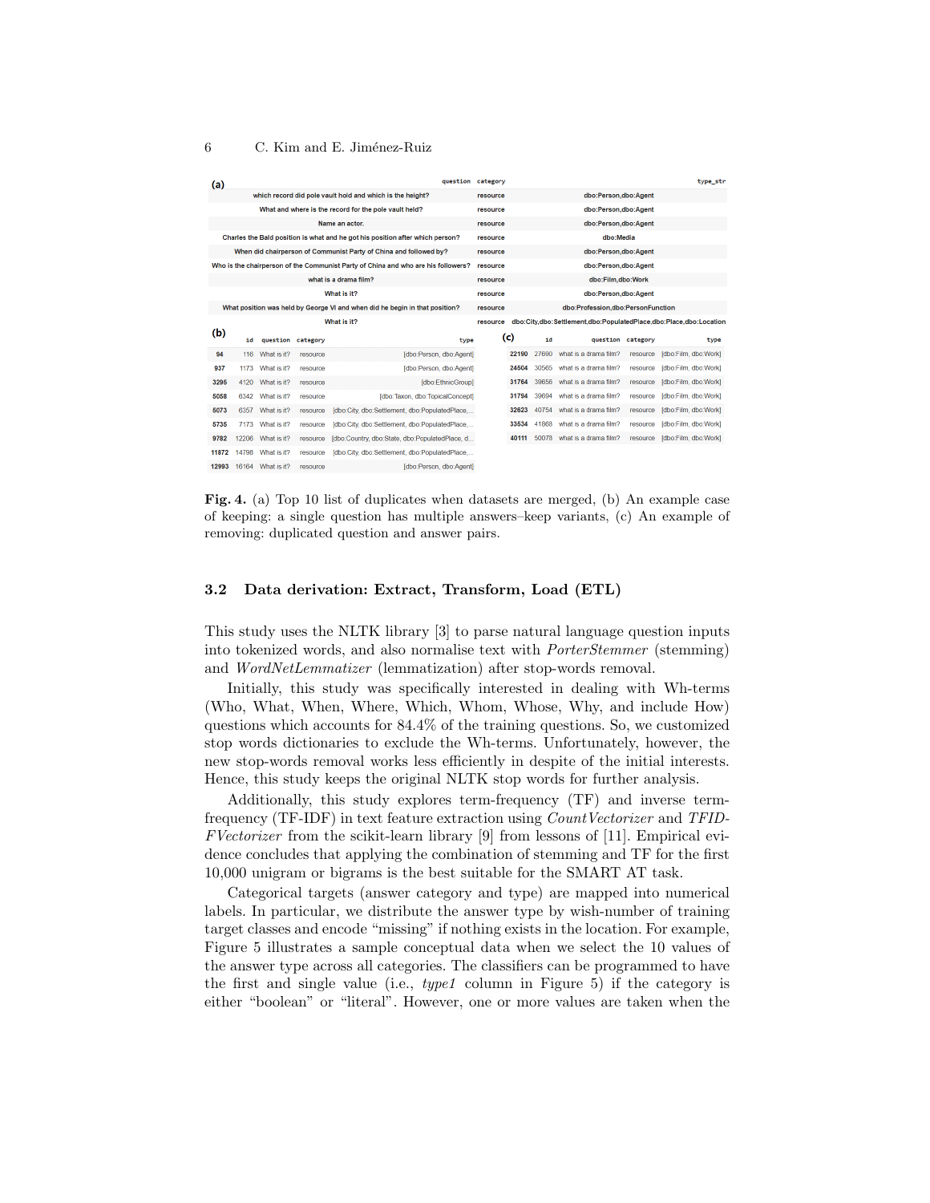**(a)**

| | question | category | type_str |
|---|---|---|---|
| | which record did pole vault hold and which is the height? | resource | dbo:Person,dbo:Agent |
| | What and where is the record for the pole vault held? | resource | dbo:Person,dbo:Agent |
| | Name an actor. | resource | dbo:Person,dbo:Agent |
| | Charles the Bald position is what and he got his position after which person? | resource | dbo:Media |
| | When did chairperson of Communist Party of China and followed by? | resource | dbo:Person,dbo:Agent |
| | Who is the chairperson of the Communist Party of China and who are his followers? | resource | dbo:Person,dbo:Agent |
| | what is a drama film? | resource | dbo:Film,dbo:Work |
| | What is it? | resource | dbo:Person,dbo:Agent |
| | What position was held by George VI and when did he begin in that position? | resource | dbo:Profession,dbo:PersonFunction |
| | What is it? | resource | dbo:City,dbo:Settlement,dbo:PopulatedPlace,dbo:Place,dbo:Location |

**(b)**

| | id | question | category | type |
|---|---|---|---|---|
| 94 | 116 | What is it? | resource | [dbo:Person, dbo:Agent] |
| 937 | 1173 | What is it? | resource | [dbo:Person, dbo:Agent] |
| 3295 | 4120 | What is it? | resource | [dbo:EthnicGroup] |
| 5058 | 6342 | What is it? | resource | [dbo:Taxon, dbo:TopicalConcept] |
| 5073 | 6357 | What is it? | resource | [dbo:City, dbo:Settlement, dbo:PopulatedPlace,... |
| 5735 | 7173 | What is it? | resource | [dbo:City, dbo:Settlement, dbo:PopulatedPlace,... |
| 9782 | 12206 | What is it? | resource | [dbo:Country, dbo:State, dbo:PopulatedPlace, d... |
| 11872 | 14798 | What is it? | resource | [dbo:City, dbo:Settlement, dbo:PopulatedPlace,... |
| 12993 | 16164 | What is it? | resource | [dbo:Person, dbo:Agent] |

**(c)**

| | id | question | category | type |
|---|---|---|---|---|
| 22190 | 27690 | what is a drama film? | resource | [dbo:Film, dbo:Work] |
| 24504 | 30565 | what is a drama film? | resource | [dbo:Film, dbo:Work] |
| 31764 | 39656 | what is a drama film? | resource | [dbo:Film, dbo:Work] |
| 31794 | 39694 | what is a drama film? | resource | [dbo:Film, dbo:Work] |
| 32623 | 40754 | what is a drama film? | resource | [dbo:Film, dbo:Work] |
| 33534 | 41868 | what is a drama film? | resource | [dbo:Film, dbo:Work] |
| 40111 | 50078 | what is a drama film? | resource | [dbo:Film, dbo:Work] |

**Fig. 4.** (a) Top 10 list of duplicates when datasets are merged, (b) An example case of keeping: a single question has multiple answers–keep variants, (c) An example of removing: duplicated question and answer pairs.

### 3.2 Data derivation: Extract, Transform, Load (ETL)

This study uses the NLTK library [3] to parse natural language question inputs into tokenized words, and also normalise text with *PorterStemmer* (stemming) and *WordNetLemmatizer* (lemmatization) after stop-words removal.

Initially, this study was specifically interested in dealing with Wh-terms (Who, What, When, Where, Which, Whom, Whose, Why, and include How) questions which accounts for 84.4% of the training questions. So, we customized stop words dictionaries to exclude the Wh-terms. Unfortunately, however, the new stop-words removal works less efficiently in despite of the initial interests. Hence, this study keeps the original NLTK stop words for further analysis.

Additionally, this study explores term-frequency (TF) and inverse term-frequency (TF-IDF) in text feature extraction using *CountVectorizer* and *TFIDFVectorizer* from the scikit-learn library [9] from lessons of [11]. Empirical evidence concludes that applying the combination of stemming and TF for the first 10,000 unigram or bigrams is the best suitable for the SMART AT task.

Categorical targets (answer category and type) are mapped into numerical labels. In particular, we distribute the answer type by wish-number of training target classes and encode "missing" if nothing exists in the location. For example, Figure 5 illustrates a sample conceptual data when we select the 10 values of the answer type across all categories. The classifiers can be programmed to have the first and single value (i.e., *type1* column in Figure 5) if the category is either "boolean" or "literal". However, one or more values are taken when the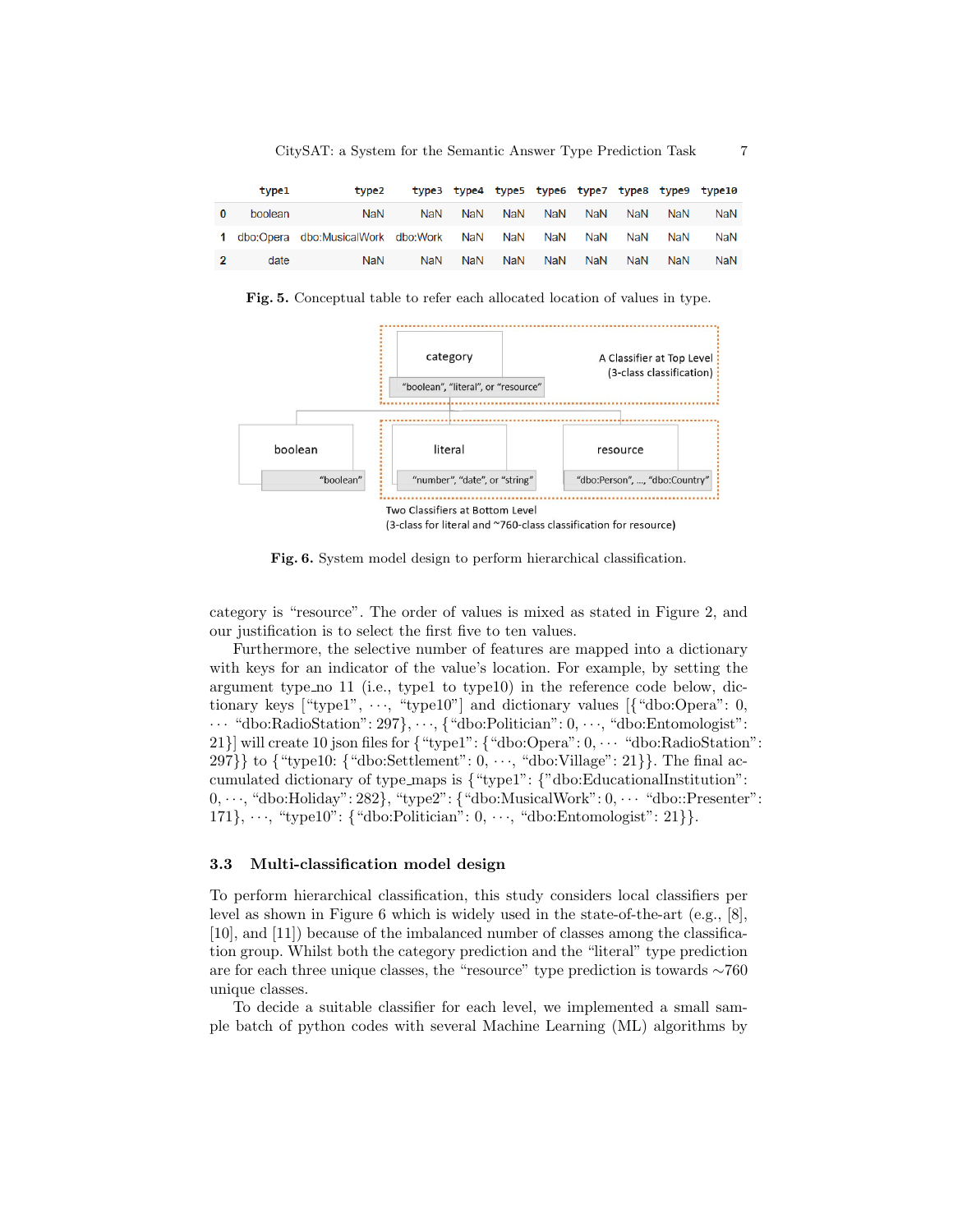|  | type1 | type2 | type3 | type4 | type5 | type6 | type7 | type8 | type9 | type10 |
|---|---|---|---|---|---|---|---|---|---|---|
| 0 | boolean | NaN | NaN | NaN | NaN | NaN | NaN | NaN | NaN | NaN |
| 1 | dbo:Opera | dbo:MusicalWork | dbo:Work | NaN | NaN | NaN | NaN | NaN | NaN | NaN |
| 2 | date | NaN | NaN | NaN | NaN | NaN | NaN | NaN | NaN | NaN |

**Fig. 5.** Conceptual table to refer each allocated location of values in type.

**Fig. 6.** System model design to perform hierarchical classification.

category is "resource". The order of values is mixed as stated in Figure 2, and our justification is to select the first five to ten values.

Furthermore, the selective number of features are mapped into a dictionary with keys for an indicator of the value's location. For example, by setting the argument type_no 11 (i.e., type1 to type10) in the reference code below, dictionary keys ["type1", $\cdots$, "type10"] and dictionary values [{"dbo:Opera": 0, $\cdots$ "dbo:RadioStation": 297}, $\cdots$, {"dbo:Politician": 0, $\cdots$, "dbo:Entomologist": 21}] will create 10 json files for {"type1": {"dbo:Opera": 0, $\cdots$ "dbo:RadioStation": 297}} to {"type10: {"dbo:Settlement": 0, $\cdots$, "dbo:Village": 21}}. The final accumulated dictionary of type_maps is {"type1": {"dbo:EducationalInstitution": 0, $\cdots$, "dbo:Holiday": 282}, "type2": {"dbo:MusicalWork": 0, $\cdots$ "dbo::Presenter": 171}, $\cdots$, "type10": {"dbo:Politician": 0, $\cdots$, "dbo:Entomologist": 21}}.

### 3.3 Multi-classification model design

To perform hierarchical classification, this study considers local classifiers per level as shown in Figure 6 which is widely used in the state-of-the-art (e.g., [8], [10], and [11]) because of the imbalanced number of classes among the classification group. Whilst both the category prediction and the "literal" type prediction are for each three unique classes, the "resource" type prediction is towards $\sim$760 unique classes.

To decide a suitable classifier for each level, we implemented a small sample batch of python codes with several Machine Learning (ML) algorithms by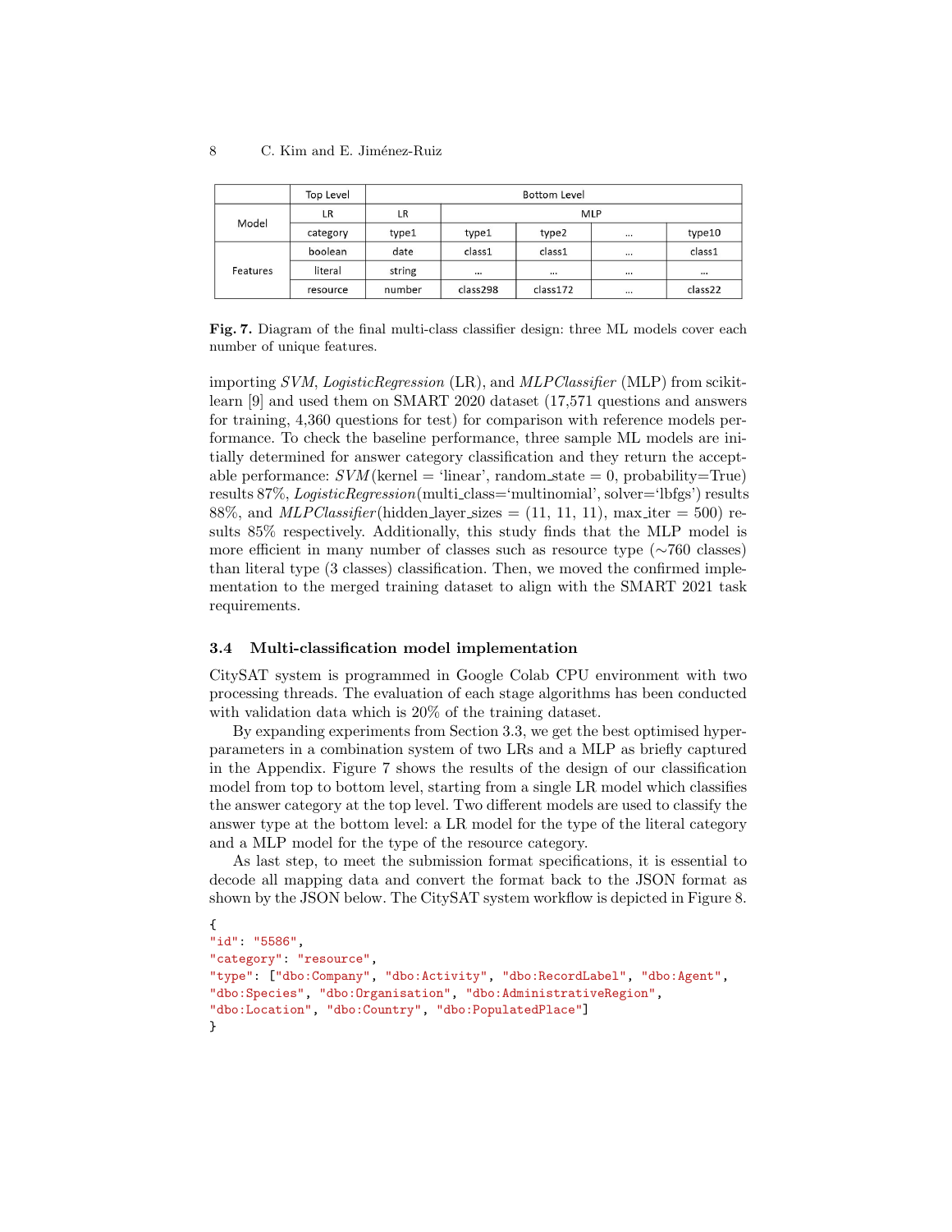|  | Top Level | Bottom Level |  |  |  |  |
|---|---|---|---|---|---|---|
| Model | LR | LR | MLP |  |  |  |
|  | category | type1 | type1 | type2 | ... | type10 |
| Features | boolean | date | class1 | class1 | ... | class1 |
|  | literal | string | ... | ... | ... | ... |
|  | resource | number | class298 | class172 | ... | class22 |

**Fig. 7.** Diagram of the final multi-class classifier design: three ML models cover each number of unique features.

importing *SVM*, *LogisticRegression* (LR), and *MLPClassifier* (MLP) from scikit-learn [9] and used them on SMART 2020 dataset (17,571 questions and answers for training, 4,360 questions for test) for comparison with reference models performance. To check the baseline performance, three sample ML models are initially determined for answer category classification and they return the acceptable performance: *SVM*(kernel = 'linear', random_state = 0, probability=True) results 87%, *LogisticRegression*(multi_class='multinomial', solver='lbfgs') results 88%, and *MLPClassifier*(hidden_layer_sizes = (11, 11, 11), max_iter = 500) results 85% respectively. Additionally, this study finds that the MLP model is more efficient in many number of classes such as resource type (∼760 classes) than literal type (3 classes) classification. Then, we moved the confirmed implementation to the merged training dataset to align with the SMART 2021 task requirements.

### 3.4 Multi-classification model implementation

CitySAT system is programmed in Google Colab CPU environment with two processing threads. The evaluation of each stage algorithms has been conducted with validation data which is 20% of the training dataset.

By expanding experiments from Section 3.3, we get the best optimised hyperparameters in a combination system of two LRs and a MLP as briefly captured in the Appendix. Figure 7 shows the results of the design of our classification model from top to bottom level, starting from a single LR model which classifies the answer category at the top level. Two different models are used to classify the answer type at the bottom level: a LR model for the type of the literal category and a MLP model for the type of the resource category.

As last step, to meet the submission format specifications, it is essential to decode all mapping data and convert the format back to the JSON format as shown by the JSON below. The CitySAT system workflow is depicted in Figure 8.

```
{
"id": "5586",
"category": "resource",
"type": ["dbo:Company", "dbo:Activity", "dbo:RecordLabel", "dbo:Agent",
"dbo:Species", "dbo:Organisation", "dbo:AdministrativeRegion",
"dbo:Location", "dbo:Country", "dbo:PopulatedPlace"]
}
```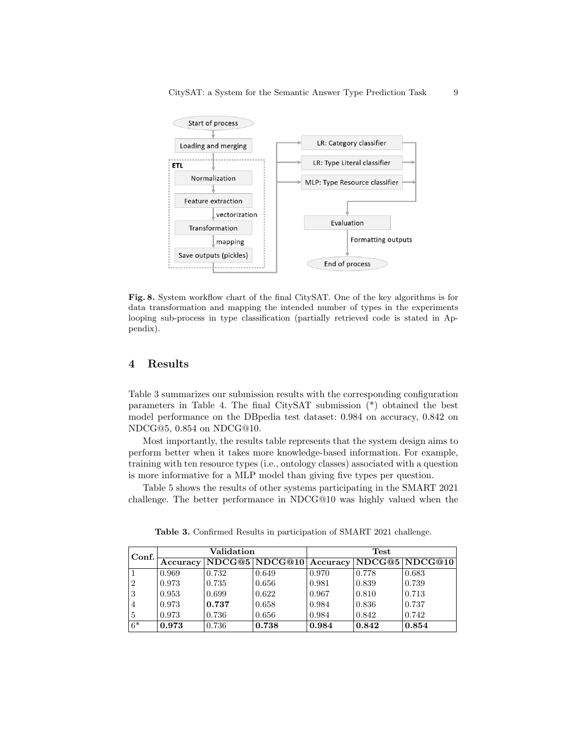Fig. 8. System workflow chart of the final CitySAT. One of the key algorithms is for data transformation and mapping the intended number of types in the experiments looping sub-process in type classification (partially retrieved code is stated in Appendix).

## 4 Results

Table 3 summarizes our submission results with the corresponding configuration parameters in Table 4. The final CitySAT submission (*) obtained the best model performance on the DBpedia test dataset: 0.984 on accuracy, 0.842 on NDCG@5, 0.854 on NDCG@10.

Most importantly, the results table represents that the system design aims to perform better when it takes more knowledge-based information. For example, training with ten resource types (i.e., ontology classes) associated with a question is more informative for a MLP model than giving five types per question.

Table 5 shows the results of other systems participating in the SMART 2021 challenge. The better performance in NDCG@10 was highly valued when the

**Table 3.** Confirmed Results in participation of SMART 2021 challenge.

| Conf. | Validation | | | Test | | |
|---|---|---|---|---|---|---|
| | Accuracy | NDCG@5 | NDCG@10 | Accuracy | NDCG@5 | NDCG@10 |
| 1 | 0.969 | 0.732 | 0.649 | 0.970 | 0.778 | 0.683 |
| 2 | 0.973 | 0.735 | 0.656 | 0.981 | 0.839 | 0.739 |
| 3 | 0.953 | 0.699 | 0.622 | 0.967 | 0.810 | 0.713 |
| 4 | 0.973 | **0.737** | 0.658 | 0.984 | 0.836 | 0.737 |
| 5 | 0.973 | 0.736 | 0.656 | 0.984 | 0.842 | 0.742 |
| 6* | **0.973** | 0.736 | **0.738** | **0.984** | **0.842** | **0.854** |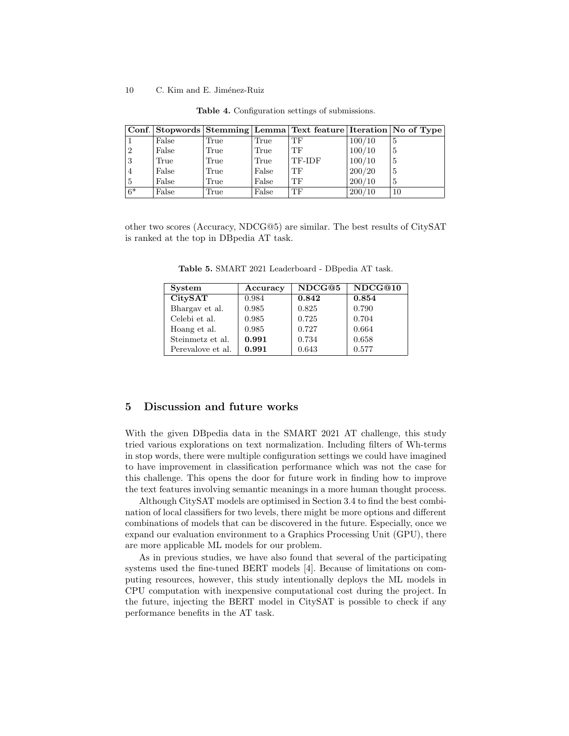**Table 4.** Configuration settings of submissions.

| Conf. | Stopwords | Stemming | Lemma | Text feature | Iteration | No of Type |
|---|---|---|---|---|---|---|
| 1 | False | True | True | TF | 100/10 | 5 |
| 2 | False | True | True | TF | 100/10 | 5 |
| 3 | True | True | True | TF-IDF | 100/10 | 5 |
| 4 | False | True | False | TF | 200/20 | 5 |
| 5 | False | True | False | TF | 200/10 | 5 |
| 6* | False | True | False | TF | 200/10 | 10 |

other two scores (Accuracy, NDCG@5) are similar. The best results of CitySAT is ranked at the top in DBpedia AT task.

**Table 5.** SMART 2021 Leaderboard - DBpedia AT task.

| System | Accuracy | NDCG@5 | NDCG@10 |
|---|---|---|---|
| **CitySAT** | 0.984 | **0.842** | **0.854** |
| Bhargav et al. | 0.985 | 0.825 | 0.790 |
| Celebi et al. | 0.985 | 0.725 | 0.704 |
| Hoang et al. | 0.985 | 0.727 | 0.664 |
| Steinmetz et al. | **0.991** | 0.734 | 0.658 |
| Perevalove et al. | **0.991** | 0.643 | 0.577 |

## 5 Discussion and future works

With the given DBpedia data in the SMART 2021 AT challenge, this study tried various explorations on text normalization. Including filters of Wh-terms in stop words, there were multiple configuration settings we could have imagined to have improvement in classification performance which was not the case for this challenge. This opens the door for future work in finding how to improve the text features involving semantic meanings in a more human thought process.

Although CitySAT models are optimised in Section 3.4 to find the best combination of local classifiers for two levels, there might be more options and different combinations of models that can be discovered in the future. Especially, once we expand our evaluation environment to a Graphics Processing Unit (GPU), there are more applicable ML models for our problem.

As in previous studies, we have also found that several of the participating systems used the fine-tuned BERT models [4]. Because of limitations on computing resources, however, this study intentionally deploys the ML models in CPU computation with inexpensive computational cost during the project. In the future, injecting the BERT model in CitySAT is possible to check if any performance benefits in the AT task.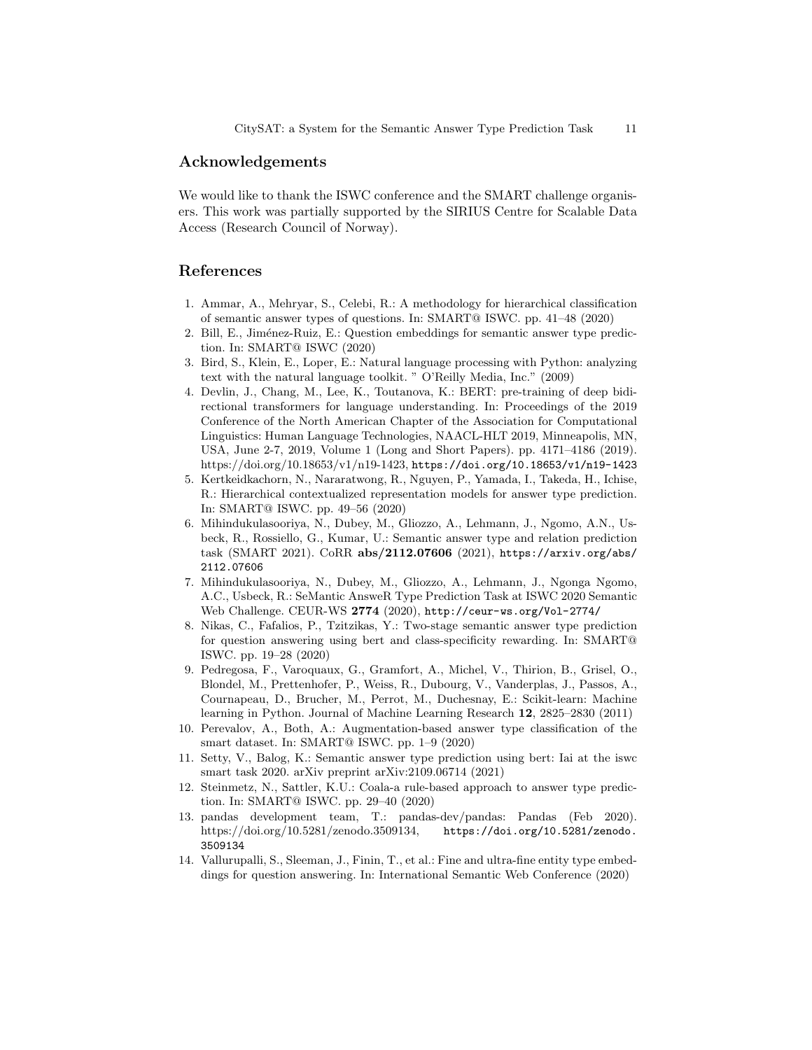## Acknowledgements

We would like to thank the ISWC conference and the SMART challenge organisers. This work was partially supported by the SIRIUS Centre for Scalable Data Access (Research Council of Norway).

## References

1. Ammar, A., Mehryar, S., Celebi, R.: A methodology for hierarchical classification of semantic answer types of questions. In: SMART@ ISWC. pp. 41–48 (2020)
2. Bill, E., Jiménez-Ruiz, E.: Question embeddings for semantic answer type prediction. In: SMART@ ISWC (2020)
3. Bird, S., Klein, E., Loper, E.: Natural language processing with Python: analyzing text with the natural language toolkit. " O'Reilly Media, Inc." (2009)
4. Devlin, J., Chang, M., Lee, K., Toutanova, K.: BERT: pre-training of deep bidirectional transformers for language understanding. In: Proceedings of the 2019 Conference of the North American Chapter of the Association for Computational Linguistics: Human Language Technologies, NAACL-HLT 2019, Minneapolis, MN, USA, June 2-7, 2019, Volume 1 (Long and Short Papers). pp. 4171–4186 (2019). https://doi.org/10.18653/v1/n19-1423, https://doi.org/10.18653/v1/n19-1423
5. Kertkeidkachorn, N., Nararatwong, R., Nguyen, P., Yamada, I., Takeda, H., Ichise, R.: Hierarchical contextualized representation models for answer type prediction. In: SMART@ ISWC. pp. 49–56 (2020)
6. Mihindukulasooriya, N., Dubey, M., Gliozzo, A., Lehmann, J., Ngomo, A.N., Usbeck, R., Rossiello, G., Kumar, U.: Semantic answer type and relation prediction task (SMART 2021). CoRR **abs/2112.07606** (2021), https://arxiv.org/abs/2112.07606
7. Mihindukulasooriya, N., Dubey, M., Gliozzo, A., Lehmann, J., Ngonga Ngomo, A.C., Usbeck, R.: SeMantic AnsweR Type Prediction Task at ISWC 2020 Semantic Web Challenge. CEUR-WS **2774** (2020), http://ceur-ws.org/Vol-2774/
8. Nikas, C., Fafalios, P., Tzitzikas, Y.: Two-stage semantic answer type prediction for question answering using bert and class-specificity rewarding. In: SMART@ ISWC. pp. 19–28 (2020)
9. Pedregosa, F., Varoquaux, G., Gramfort, A., Michel, V., Thirion, B., Grisel, O., Blondel, M., Prettenhofer, P., Weiss, R., Dubourg, V., Vanderplas, J., Passos, A., Cournapeau, D., Brucher, M., Perrot, M., Duchesnay, E.: Scikit-learn: Machine learning in Python. Journal of Machine Learning Research **12**, 2825–2830 (2011)
10. Perevalov, A., Both, A.: Augmentation-based answer type classification of the smart dataset. In: SMART@ ISWC. pp. 1–9 (2020)
11. Setty, V., Balog, K.: Semantic answer type prediction using bert: Iai at the iswc smart task 2020. arXiv preprint arXiv:2109.06714 (2021)
12. Steinmetz, N., Sattler, K.U.: Coala-a rule-based approach to answer type prediction. In: SMART@ ISWC. pp. 29–40 (2020)
13. pandas development team, T.: pandas-dev/pandas: Pandas (Feb 2020). https://doi.org/10.5281/zenodo.3509134, https://doi.org/10.5281/zenodo.3509134
14. Vallurupalli, S., Sleeman, J., Finin, T., et al.: Fine and ultra-fine entity type embeddings for question answering. In: International Semantic Web Conference (2020)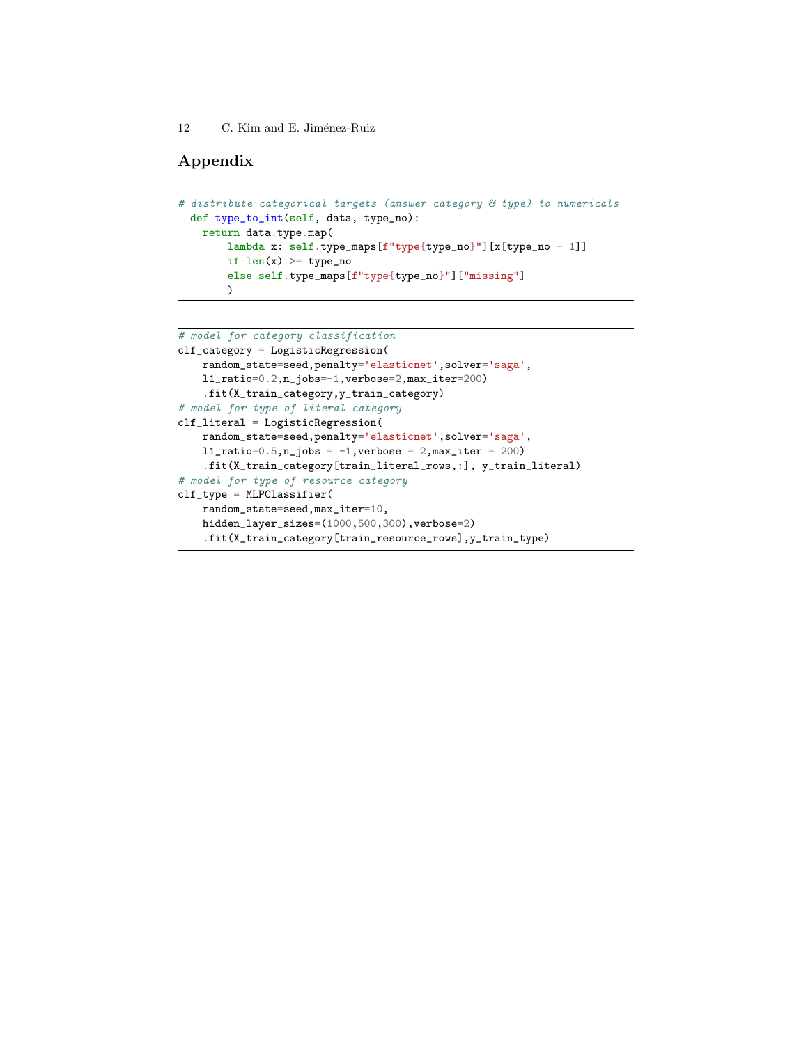# Appendix

```
# distribute categorical targets (answer category & type) to numericals
  def type_to_int(self, data, type_no):
    return data.type.map(
        lambda x: self.type_maps[f"type{type_no}"][x[type_no - 1]]
        if len(x) >= type_no
        else self.type_maps[f"type{type_no}"]["missing"]
        )
```

```
# model for category classification
clf_category = LogisticRegression(
    random_state=seed,penalty='elasticnet',solver='saga',
    l1_ratio=0.2,n_jobs=-1,verbose=2,max_iter=200)
    .fit(X_train_category,y_train_category)
# model for type of literal category
clf_literal = LogisticRegression(
    random_state=seed,penalty='elasticnet',solver='saga',
    l1_ratio=0.5,n_jobs = -1,verbose = 2,max_iter = 200)
    .fit(X_train_category[train_literal_rows,:], y_train_literal)
# model for type of resource category
clf_type = MLPClassifier(
    random_state=seed,max_iter=10,
    hidden_layer_sizes=(1000,500,300),verbose=2)
    .fit(X_train_category[train_resource_rows],y_train_type)
```